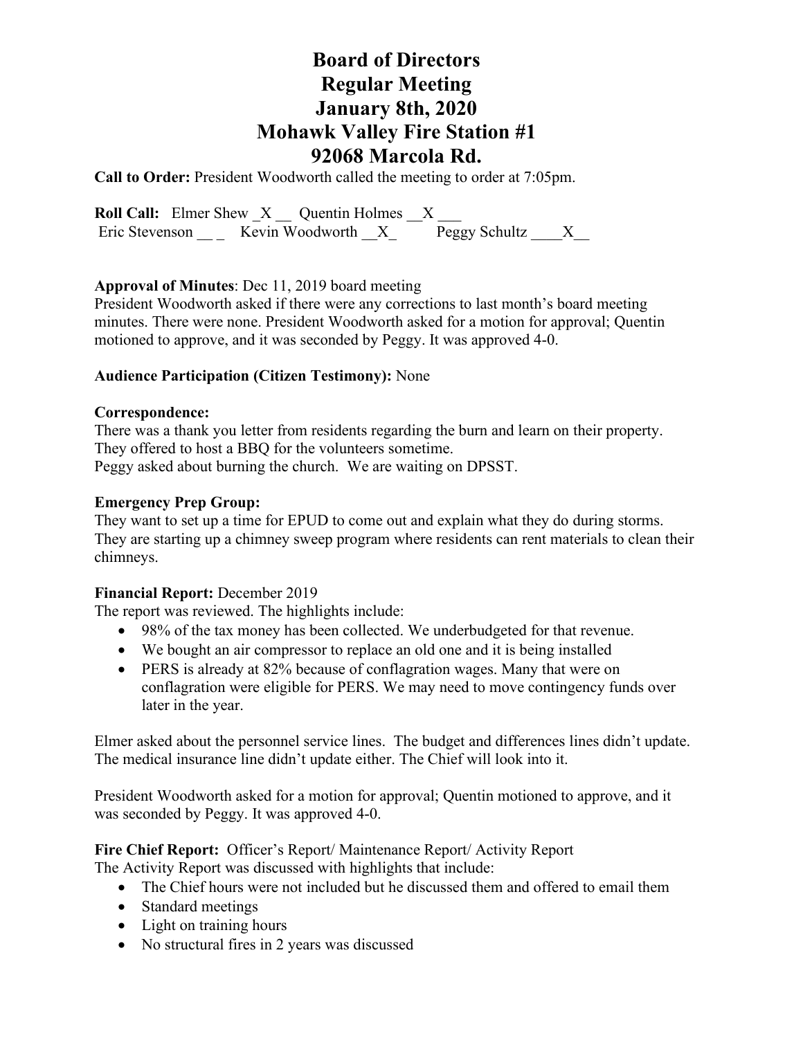# Board of Directors
# Regular Meeting
# January 8th, 2020
# Mohawk Valley Fire Station #1
# 92068 Marcola Rd.

**Call to Order:** President Woodworth called the meeting to order at 7:05pm.

**Roll Call:** Elmer Shew _X __ Quentin Holmes __X ___
Eric Stevenson __ _ Kevin Woodworth __X_ Peggy Schultz ____X__

**Approval of Minutes**: Dec 11, 2019 board meeting
President Woodworth asked if there were any corrections to last month's board meeting minutes. There were none. President Woodworth asked for a motion for approval; Quentin motioned to approve, and it was seconded by Peggy. It was approved 4-0.

**Audience Participation (Citizen Testimony):** None

**Correspondence:**
There was a thank you letter from residents regarding the burn and learn on their property. They offered to host a BBQ for the volunteers sometime.
Peggy asked about burning the church. We are waiting on DPSST.

**Emergency Prep Group:**
They want to set up a time for EPUD to come out and explain what they do during storms. They are starting up a chimney sweep program where residents can rent materials to clean their chimneys.

**Financial Report:** December 2019
The report was reviewed. The highlights include:

- 98% of the tax money has been collected. We underbudgeted for that revenue.
- We bought an air compressor to replace an old one and it is being installed
- PERS is already at 82% because of conflagration wages. Many that were on conflagration were eligible for PERS. We may need to move contingency funds over later in the year.

Elmer asked about the personnel service lines. The budget and differences lines didn't update. The medical insurance line didn't update either. The Chief will look into it.

President Woodworth asked for a motion for approval; Quentin motioned to approve, and it was seconded by Peggy. It was approved 4-0.

**Fire Chief Report:** Officer's Report/ Maintenance Report/ Activity Report
The Activity Report was discussed with highlights that include:

- The Chief hours were not included but he discussed them and offered to email them
- Standard meetings
- Light on training hours
- No structural fires in 2 years was discussed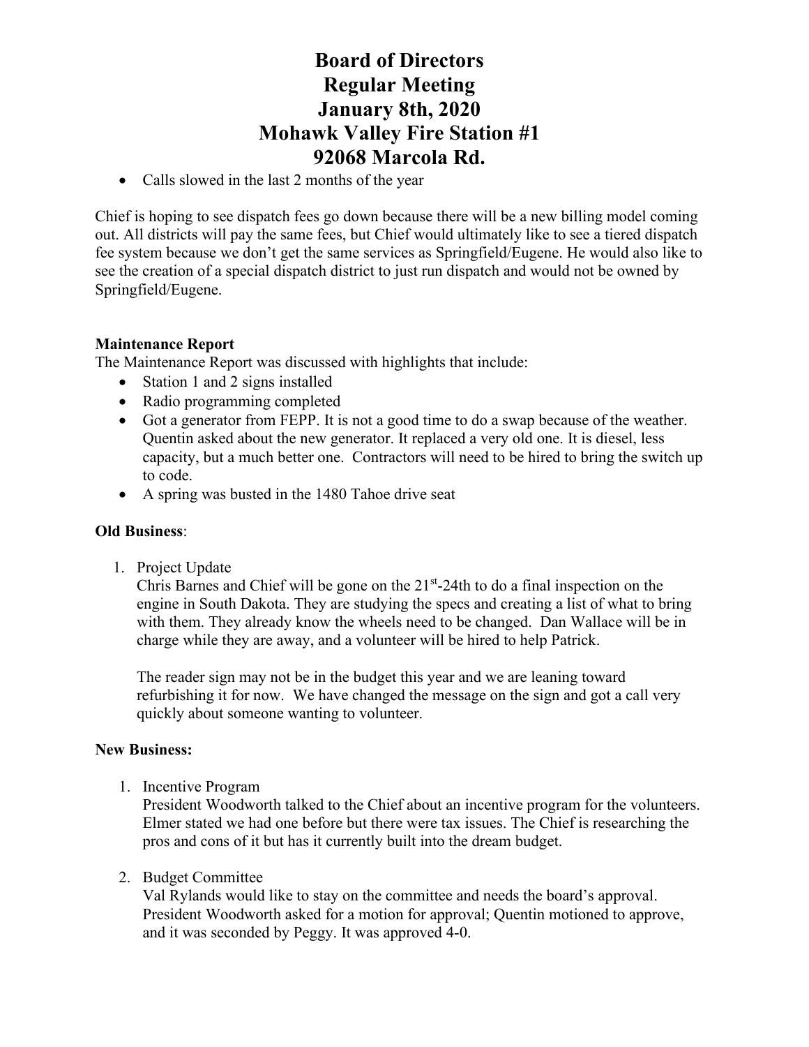# Board of Directors
# Regular Meeting
# January 8th, 2020
# Mohawk Valley Fire Station #1
# 92068 Marcola Rd.

- Calls slowed in the last 2 months of the year

Chief is hoping to see dispatch fees go down because there will be a new billing model coming out. All districts will pay the same fees, but Chief would ultimately like to see a tiered dispatch fee system because we don't get the same services as Springfield/Eugene. He would also like to see the creation of a special dispatch district to just run dispatch and would not be owned by Springfield/Eugene.

**Maintenance Report**

The Maintenance Report was discussed with highlights that include:

- Station 1 and 2 signs installed
- Radio programming completed
- Got a generator from FEPP. It is not a good time to do a swap because of the weather. Quentin asked about the new generator. It replaced a very old one. It is diesel, less capacity, but a much better one. Contractors will need to be hired to bring the switch up to code.
- A spring was busted in the 1480 Tahoe drive seat

**Old Business**:

1. Project Update

   Chris Barnes and Chief will be gone on the 21st-24th to do a final inspection on the engine in South Dakota. They are studying the specs and creating a list of what to bring with them. They already know the wheels need to be changed. Dan Wallace will be in charge while they are away, and a volunteer will be hired to help Patrick.

   The reader sign may not be in the budget this year and we are leaning toward refurbishing it for now. We have changed the message on the sign and got a call very quickly about someone wanting to volunteer.

**New Business:**

1. Incentive Program

   President Woodworth talked to the Chief about an incentive program for the volunteers. Elmer stated we had one before but there were tax issues. The Chief is researching the pros and cons of it but has it currently built into the dream budget.

2. Budget Committee

   Val Rylands would like to stay on the committee and needs the board's approval. President Woodworth asked for a motion for approval; Quentin motioned to approve, and it was seconded by Peggy. It was approved 4-0.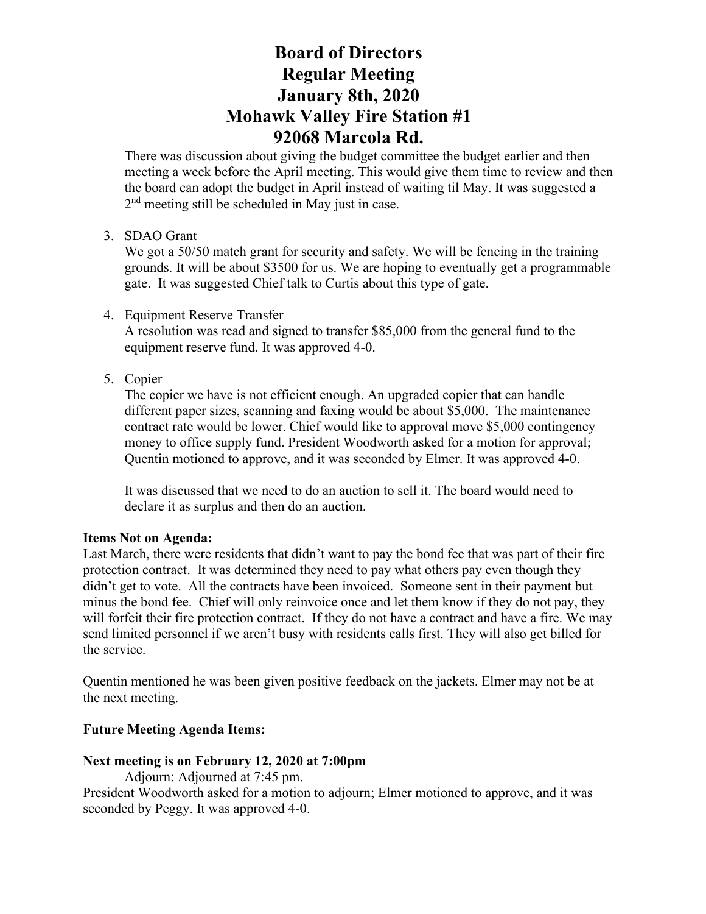# Board of Directors
# Regular Meeting
# January 8th, 2020
# Mohawk Valley Fire Station #1
# 92068 Marcola Rd.

There was discussion about giving the budget committee the budget earlier and then meeting a week before the April meeting. This would give them time to review and then the board can adopt the budget in April instead of waiting til May. It was suggested a 2nd meeting still be scheduled in May just in case.

3. SDAO Grant
   We got a 50/50 match grant for security and safety. We will be fencing in the training grounds. It will be about $3500 for us. We are hoping to eventually get a programmable gate. It was suggested Chief talk to Curtis about this type of gate.

4. Equipment Reserve Transfer
   A resolution was read and signed to transfer $85,000 from the general fund to the equipment reserve fund. It was approved 4-0.

5. Copier
   The copier we have is not efficient enough. An upgraded copier that can handle different paper sizes, scanning and faxing would be about $5,000. The maintenance contract rate would be lower. Chief would like to approval move $5,000 contingency money to office supply fund. President Woodworth asked for a motion for approval; Quentin motioned to approve, and it was seconded by Elmer. It was approved 4-0.

   It was discussed that we need to do an auction to sell it. The board would need to declare it as surplus and then do an auction.

**Items Not on Agenda:**

Last March, there were residents that didn't want to pay the bond fee that was part of their fire protection contract. It was determined they need to pay what others pay even though they didn't get to vote. All the contracts have been invoiced. Someone sent in their payment but minus the bond fee. Chief will only reinvoice once and let them know if they do not pay, they will forfeit their fire protection contract. If they do not have a contract and have a fire. We may send limited personnel if we aren't busy with residents calls first. They will also get billed for the service.

Quentin mentioned he was been given positive feedback on the jackets. Elmer may not be at the next meeting.

**Future Meeting Agenda Items:**

**Next meeting is on February 12, 2020 at 7:00pm**

Adjourn: Adjourned at 7:45 pm.

President Woodworth asked for a motion to adjourn; Elmer motioned to approve, and it was seconded by Peggy. It was approved 4-0.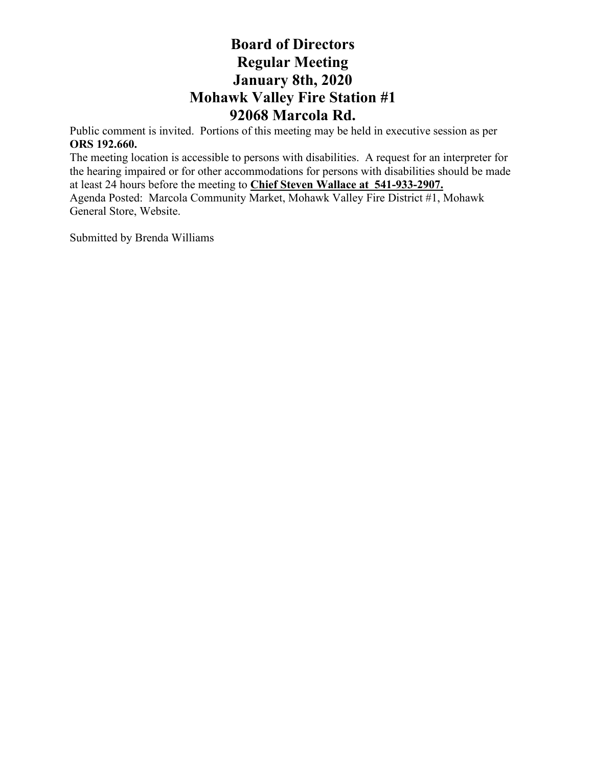# Board of Directors
# Regular Meeting
# January 8th, 2020
# Mohawk Valley Fire Station #1
# 92068 Marcola Rd.

Public comment is invited. Portions of this meeting may be held in executive session as per **ORS 192.660.**

The meeting location is accessible to persons with disabilities. A request for an interpreter for the hearing impaired or for other accommodations for persons with disabilities should be made at least 24 hours before the meeting to **Chief Steven Wallace at 541-933-2907.**

Agenda Posted: Marcola Community Market, Mohawk Valley Fire District #1, Mohawk General Store, Website.

Submitted by Brenda Williams